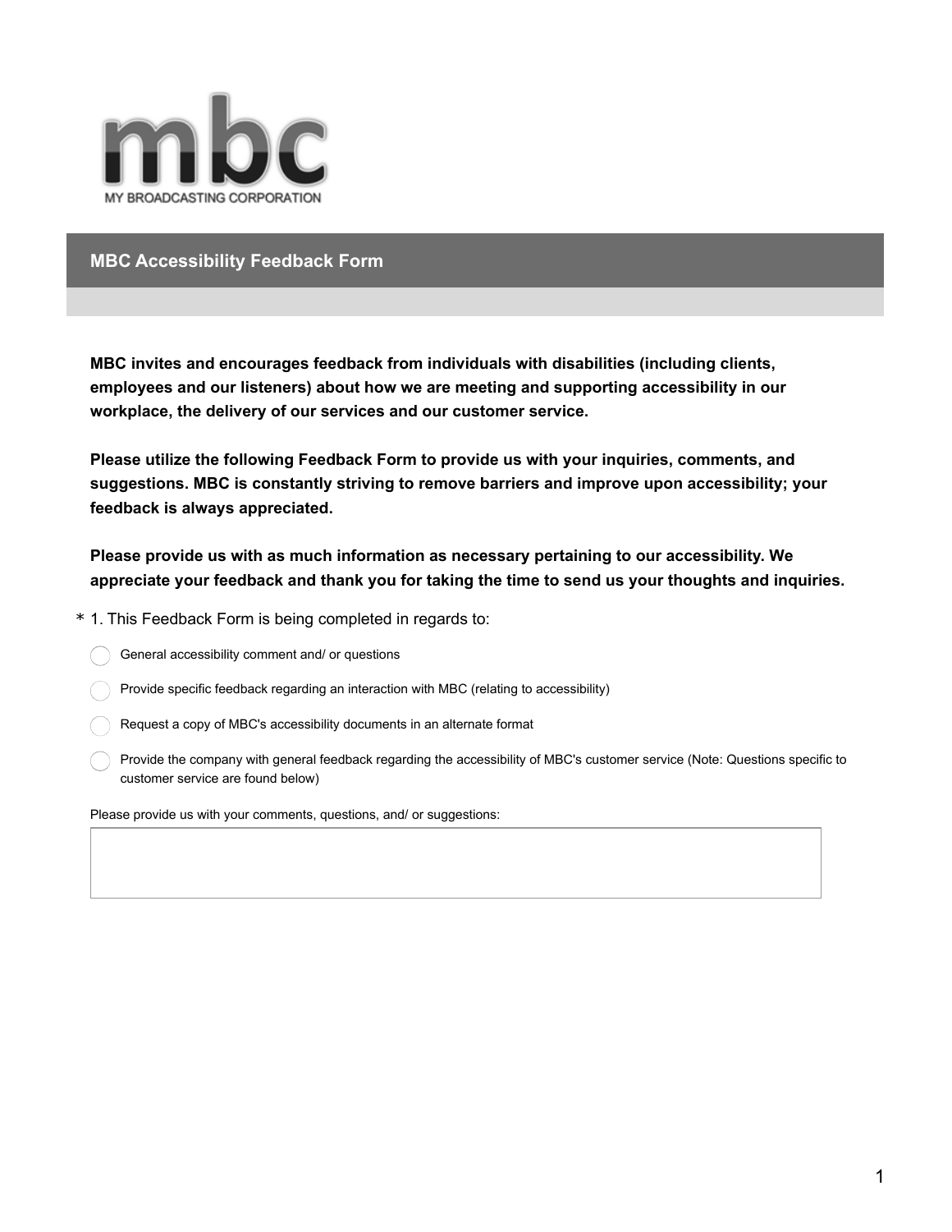mbc

MY BROADCASTING CORPORATION

## MBC Accessibility Feedback Form

**MBC invites and encourages feedback from individuals with disabilities (including clients, employees and our listeners) about how we are meeting and supporting accessibility in our workplace, the delivery of our services and our customer service.**

**Please utilize the following Feedback Form to provide us with your inquiries, comments, and suggestions. MBC is constantly striving to remove barriers and improve upon accessibility; your feedback is always appreciated.**

**Please provide us with as much information as necessary pertaining to our accessibility. We appreciate your feedback and thank you for taking the time to send us your thoughts and inquiries.**

\* 1. This Feedback Form is being completed in regards to:

- ◯ General accessibility comment and/ or questions
- ◯ Provide specific feedback regarding an interaction with MBC (relating to accessibility)
- ◯ Request a copy of MBC's accessibility documents in an alternate format
- ◯ Provide the company with general feedback regarding the accessibility of MBC's customer service (Note: Questions specific to customer service are found below)

Please provide us with your comments, questions, and/ or suggestions:

[ ]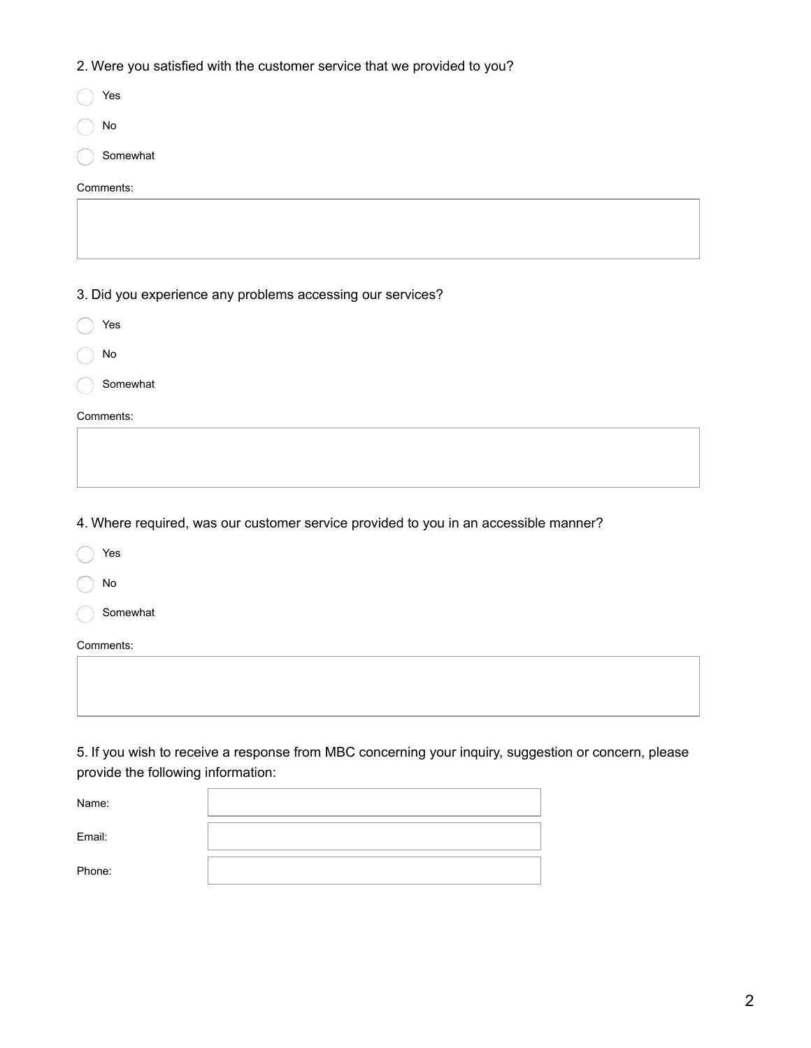2. Were you satisfied with the customer service that we provided to you?

- ◯ Yes
- ◯ No
- ◯ Somewhat

Comments:

3. Did you experience any problems accessing our services?

- ◯ Yes
- ◯ No
- ◯ Somewhat

Comments:

4. Where required, was our customer service provided to you in an accessible manner?

- ◯ Yes
- ◯ No
- ◯ Somewhat

Comments:

5. If you wish to receive a response from MBC concerning your inquiry, suggestion or concern, please provide the following information:

Name:

Email:

Phone: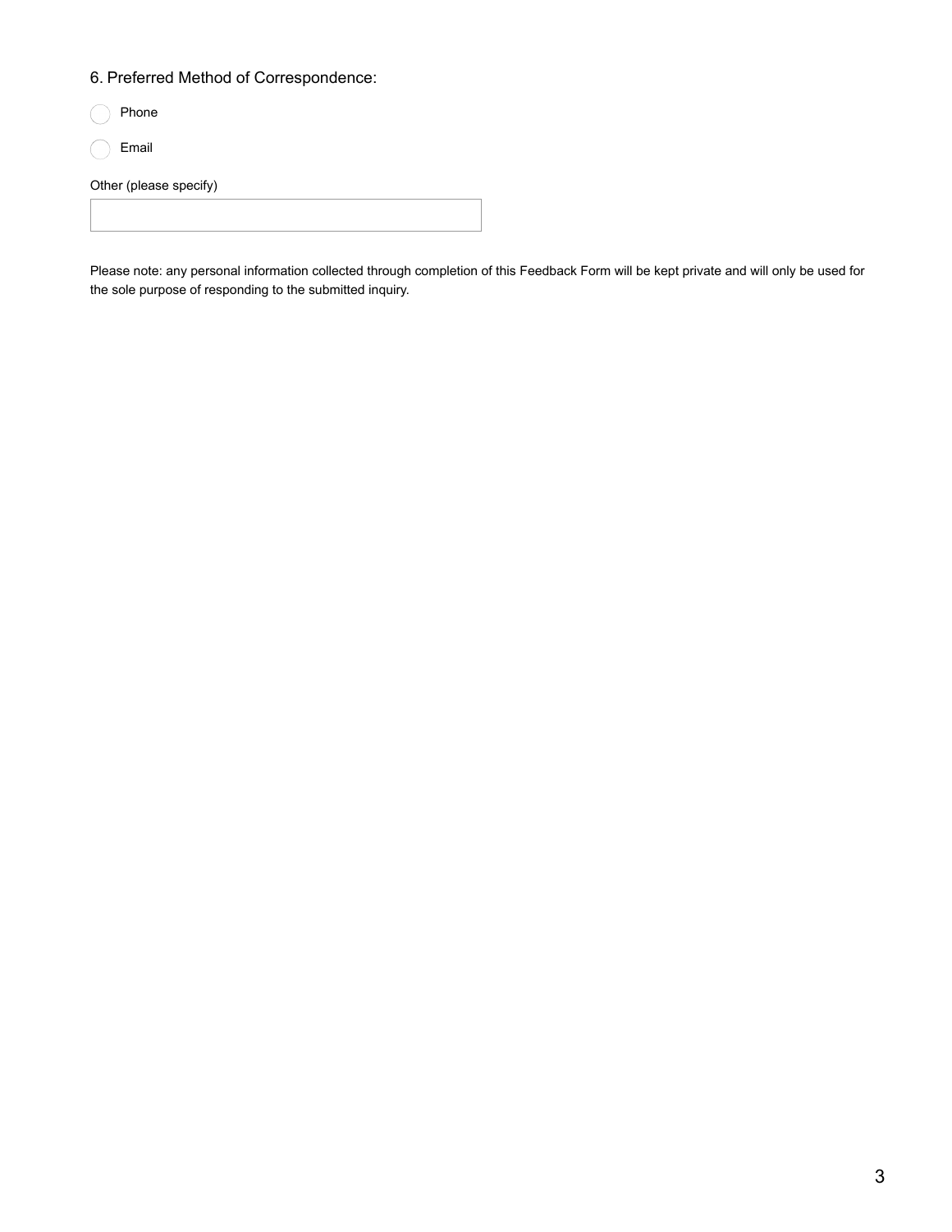6. Preferred Method of Correspondence:

- ◯ Phone
- ◯ Email

Other (please specify)

\_\_\_\_\_\_\_\_\_\_\_\_\_\_\_\_\_\_\_\_\_\_\_\_\_\_\_\_\_\_

Please note: any personal information collected through completion of this Feedback Form will be kept private and will only be used for the sole purpose of responding to the submitted inquiry.